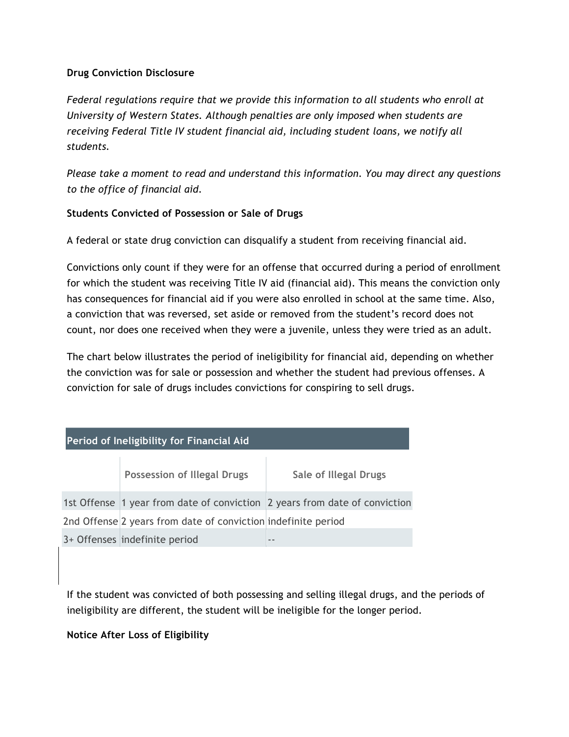**Drug Conviction Disclosure**

*Federal regulations require that we provide this information to all students who enroll at University of Western States. Although penalties are only imposed when students are receiving Federal Title IV student financial aid, including student loans, we notify all students.*

*Please take a moment to read and understand this information. You may direct any questions to the office of financial aid.*

**Students Convicted of Possession or Sale of Drugs**

A federal or state drug conviction can disqualify a student from receiving financial aid.

Convictions only count if they were for an offense that occurred during a period of enrollment for which the student was receiving Title IV aid (financial aid). This means the conviction only has consequences for financial aid if you were also enrolled in school at the same time. Also, a conviction that was reversed, set aside or removed from the student's record does not count, nor does one received when they were a juvenile, unless they were tried as an adult.

The chart below illustrates the period of ineligibility for financial aid, depending on whether the conviction was for sale or possession and whether the student had previous offenses. A conviction for sale of drugs includes convictions for conspiring to sell drugs.

**Period of Ineligibility for Financial Aid**

| | Possession of Illegal Drugs | Sale of Illegal Drugs |
| --- | --- | --- |
| 1st Offense | 1 year from date of conviction | 2 years from date of conviction |
| 2nd Offense | 2 years from date of conviction | indefinite period |
| 3+ Offenses | indefinite period | -- |

If the student was convicted of both possessing and selling illegal drugs, and the periods of ineligibility are different, the student will be ineligible for the longer period.

**Notice After Loss of Eligibility**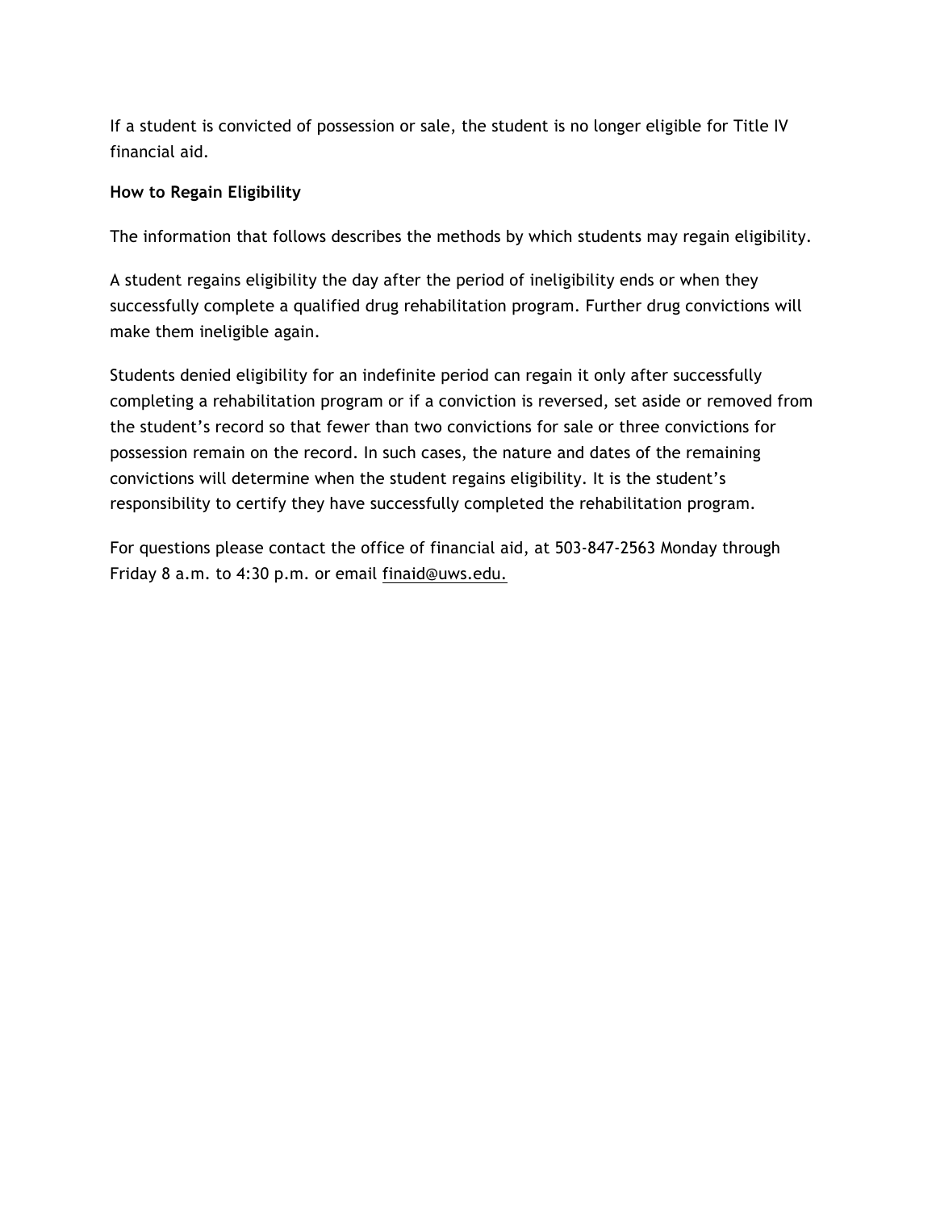If a student is convicted of possession or sale, the student is no longer eligible for Title IV financial aid.

**How to Regain Eligibility**

The information that follows describes the methods by which students may regain eligibility.

A student regains eligibility the day after the period of ineligibility ends or when they successfully complete a qualified drug rehabilitation program. Further drug convictions will make them ineligible again.

Students denied eligibility for an indefinite period can regain it only after successfully completing a rehabilitation program or if a conviction is reversed, set aside or removed from the student's record so that fewer than two convictions for sale or three convictions for possession remain on the record. In such cases, the nature and dates of the remaining convictions will determine when the student regains eligibility. It is the student's responsibility to certify they have successfully completed the rehabilitation program.

For questions please contact the office of financial aid, at 503-847-2563 Monday through Friday 8 a.m. to 4:30 p.m. or email finaid@uws.edu.